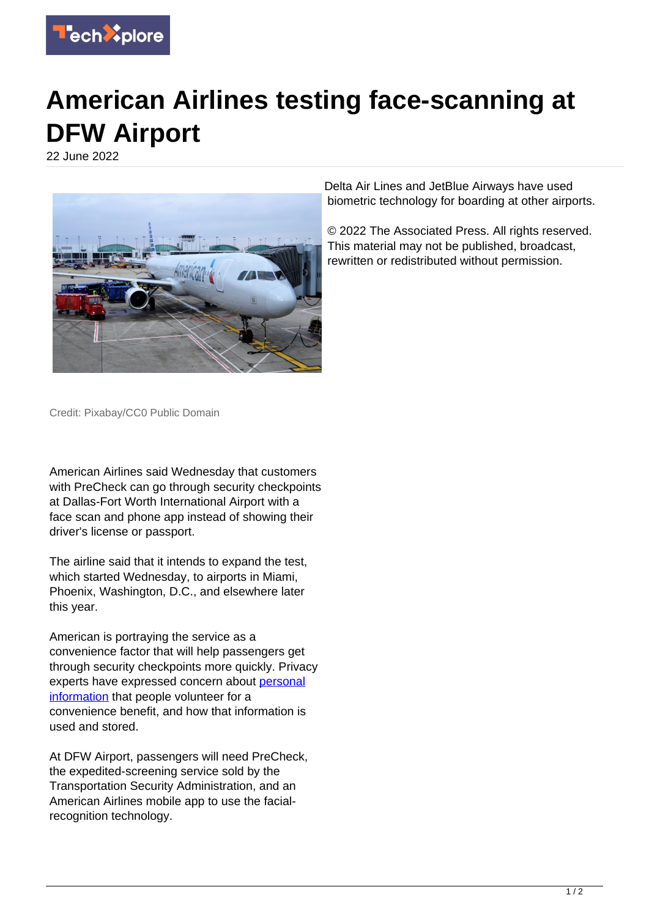# American Airlines testing face-scanning at DFW Airport

22 June 2022

Credit: Pixabay/CC0 Public Domain

American Airlines said Wednesday that customers with PreCheck can go through security checkpoints at Dallas-Fort Worth International Airport with a face scan and phone app instead of showing their driver's license or passport.

The airline said that it intends to expand the test, which started Wednesday, to airports in Miami, Phoenix, Washington, D.C., and elsewhere later this year.

American is portraying the service as a convenience factor that will help passengers get through security checkpoints more quickly. Privacy experts have expressed concern about personal information that people volunteer for a convenience benefit, and how that information is used and stored.

At DFW Airport, passengers will need PreCheck, the expedited-screening service sold by the Transportation Security Administration, and an American Airlines mobile app to use the facial-recognition technology.

Delta Air Lines and JetBlue Airways have used biometric technology for boarding at other airports.

© 2022 The Associated Press. All rights reserved. This material may not be published, broadcast, rewritten or redistributed without permission.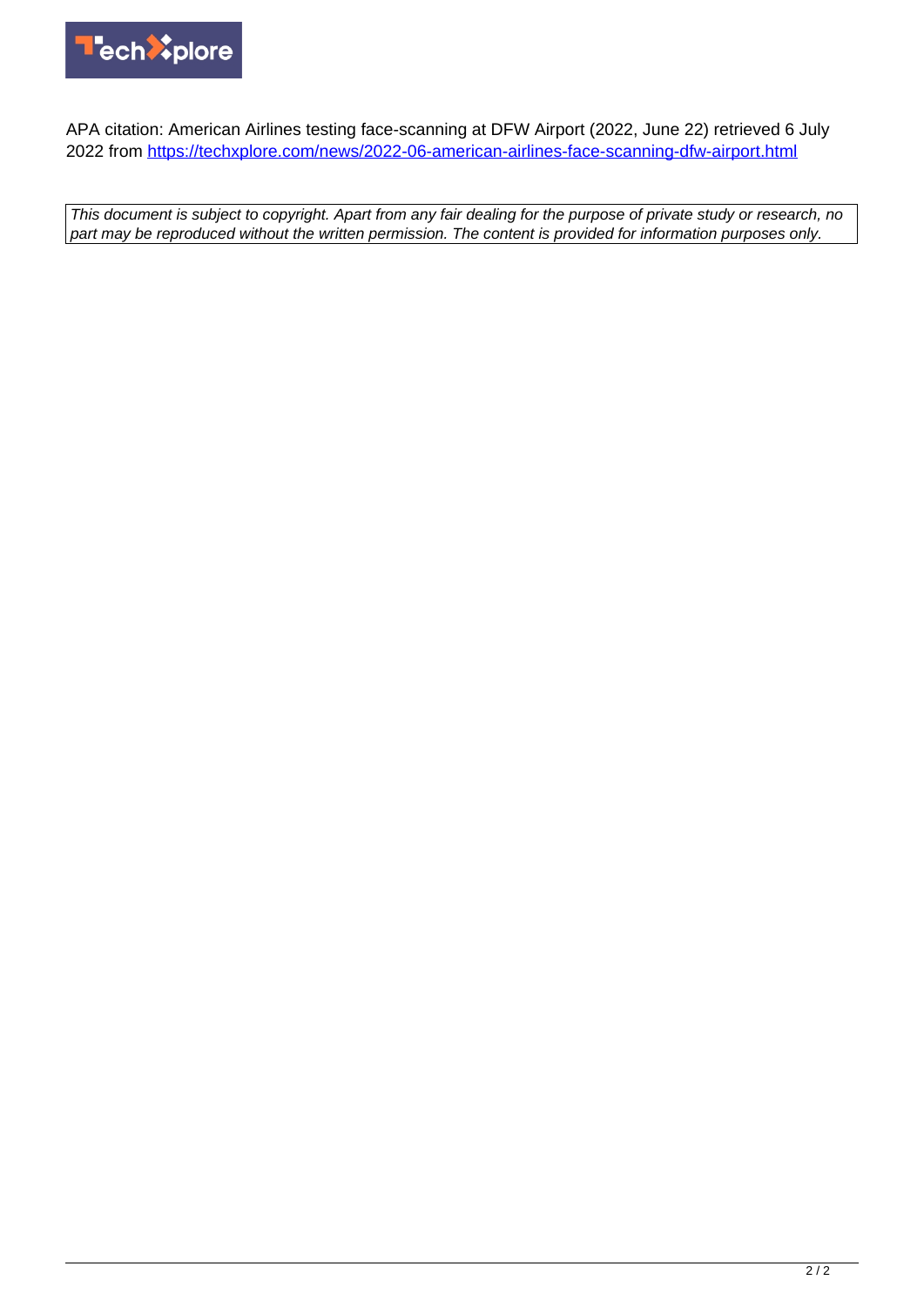APA citation: American Airlines testing face-scanning at DFW Airport (2022, June 22) retrieved 6 July 2022 from https://techxplore.com/news/2022-06-american-airlines-face-scanning-dfw-airport.html

*This document is subject to copyright. Apart from any fair dealing for the purpose of private study or research, no part may be reproduced without the written permission. The content is provided for information purposes only.*